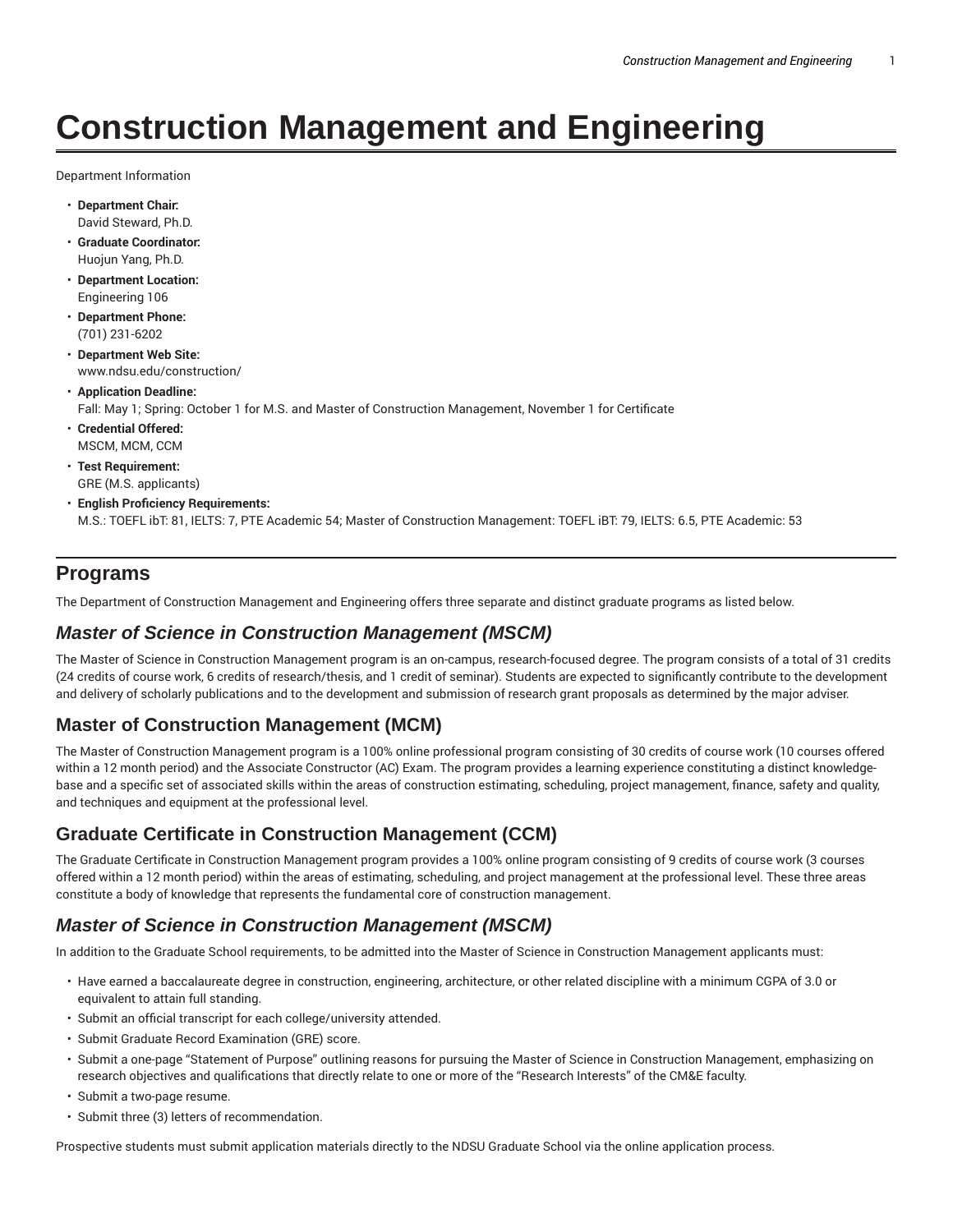# Construction Management and Engineering

Department Information

- **Department Chair:**
  David Steward, Ph.D.
- **Graduate Coordinator:**
  Huojun Yang, Ph.D.
- **Department Location:**
  Engineering 106
- **Department Phone:**
  (701) 231-6202
- **Department Web Site:**
  www.ndsu.edu/construction/
- **Application Deadline:**
  Fall: May 1; Spring: October 1 for M.S. and Master of Construction Management, November 1 for Certificate
- **Credential Offered:**
  MSCM, MCM, CCM
- **Test Requirement:**
  GRE (M.S. applicants)
- **English Proficiency Requirements:**
  M.S.: TOEFL iBT: 81, IELTS: 7, PTE Academic 54; Master of Construction Management: TOEFL iBT: 79, IELTS: 6.5, PTE Academic: 53

## Programs

The Department of Construction Management and Engineering offers three separate and distinct graduate programs as listed below.

### *Master of Science in Construction Management (MSCM)*

The Master of Science in Construction Management program is an on-campus, research-focused degree. The program consists of a total of 31 credits (24 credits of course work, 6 credits of research/thesis, and 1 credit of seminar). Students are expected to significantly contribute to the development and delivery of scholarly publications and to the development and submission of research grant proposals as determined by the major adviser.

### Master of Construction Management (MCM)

The Master of Construction Management program is a 100% online professional program consisting of 30 credits of course work (10 courses offered within a 12 month period) and the Associate Constructor (AC) Exam. The program provides a learning experience constituting a distinct knowledge-base and a specific set of associated skills within the areas of construction estimating, scheduling, project management, finance, safety and quality, and techniques and equipment at the professional level.

### Graduate Certificate in Construction Management (CCM)

The Graduate Certificate in Construction Management program provides a 100% online program consisting of 9 credits of course work (3 courses offered within a 12 month period) within the areas of estimating, scheduling, and project management at the professional level. These three areas constitute a body of knowledge that represents the fundamental core of construction management.

### *Master of Science in Construction Management (MSCM)*

In addition to the Graduate School requirements, to be admitted into the Master of Science in Construction Management applicants must:

- Have earned a baccalaureate degree in construction, engineering, architecture, or other related discipline with a minimum CGPA of 3.0 or equivalent to attain full standing.
- Submit an official transcript for each college/university attended.
- Submit Graduate Record Examination (GRE) score.
- Submit a one-page "Statement of Purpose" outlining reasons for pursuing the Master of Science in Construction Management, emphasizing on research objectives and qualifications that directly relate to one or more of the "Research Interests" of the CM&E faculty.
- Submit a two-page resume.
- Submit three (3) letters of recommendation.

Prospective students must submit application materials directly to the NDSU Graduate School via the online application process.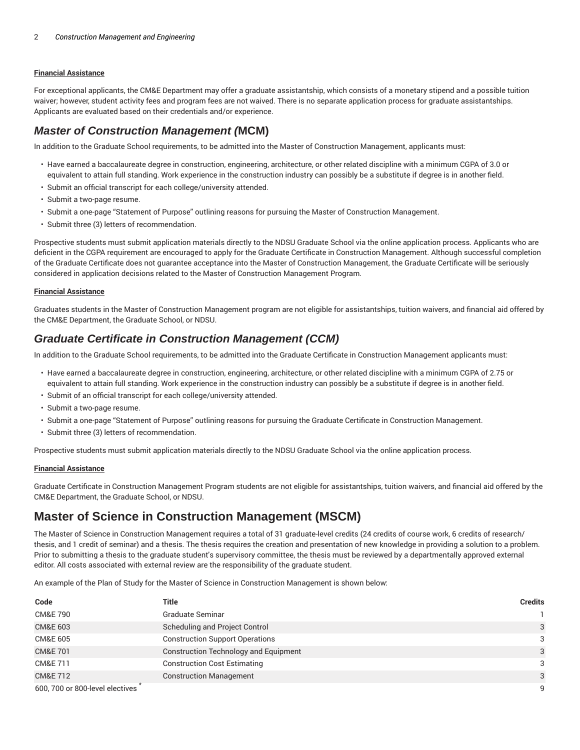#### Financial Assistance

For exceptional applicants, the CM&E Department may offer a graduate assistantship, which consists of a monetary stipend and a possible tuition waiver; however, student activity fees and program fees are not waived. There is no separate application process for graduate assistantships. Applicants are evaluated based on their credentials and/or experience.

## *Master of Construction Management (*MCM)

In addition to the Graduate School requirements, to be admitted into the Master of Construction Management, applicants must:

- Have earned a baccalaureate degree in construction, engineering, architecture, or other related discipline with a minimum CGPA of 3.0 or equivalent to attain full standing. Work experience in the construction industry can possibly be a substitute if degree is in another field.
- Submit an official transcript for each college/university attended.
- Submit a two-page resume.
- Submit a one-page "Statement of Purpose" outlining reasons for pursuing the Master of Construction Management.
- Submit three (3) letters of recommendation.

Prospective students must submit application materials directly to the NDSU Graduate School via the online application process. Applicants who are deficient in the CGPA requirement are encouraged to apply for the Graduate Certificate in Construction Management. Although successful completion of the Graduate Certificate does not guarantee acceptance into the Master of Construction Management, the Graduate Certificate will be seriously considered in application decisions related to the Master of Construction Management Program.

#### Financial Assistance

Graduates students in the Master of Construction Management program are not eligible for assistantships, tuition waivers, and financial aid offered by the CM&E Department, the Graduate School, or NDSU.

## *Graduate Certificate in Construction Management (CCM)*

In addition to the Graduate School requirements, to be admitted into the Graduate Certificate in Construction Management applicants must:

- Have earned a baccalaureate degree in construction, engineering, architecture, or other related discipline with a minimum CGPA of 2.75 or equivalent to attain full standing. Work experience in the construction industry can possibly be a substitute if degree is in another field.
- Submit of an official transcript for each college/university attended.
- Submit a two-page resume.
- Submit a one-page "Statement of Purpose" outlining reasons for pursuing the Graduate Certificate in Construction Management.
- Submit three (3) letters of recommendation.

Prospective students must submit application materials directly to the NDSU Graduate School via the online application process.

#### Financial Assistance

Graduate Certificate in Construction Management Program students are not eligible for assistantships, tuition waivers, and financial aid offered by the CM&E Department, the Graduate School, or NDSU.

## Master of Science in Construction Management (MSCM)

The Master of Science in Construction Management requires a total of 31 graduate-level credits (24 credits of course work, 6 credits of research/thesis, and 1 credit of seminar) and a thesis. The thesis requires the creation and presentation of new knowledge in providing a solution to a problem. Prior to submitting a thesis to the graduate student's supervisory committee, the thesis must be reviewed by a departmentally approved external editor. All costs associated with external review are the responsibility of the graduate student.

An example of the Plan of Study for the Master of Science in Construction Management is shown below:

| Code | Title | Credits |
|---|---|---|
| CM&E 790 | Graduate Seminar | 1 |
| CM&E 603 | Scheduling and Project Control | 3 |
| CM&E 605 | Construction Support Operations | 3 |
| CM&E 701 | Construction Technology and Equipment | 3 |
| CM&E 711 | Construction Cost Estimating | 3 |
| CM&E 712 | Construction Management | 3 |
| 600, 700 or 800-level electives * | | 9 |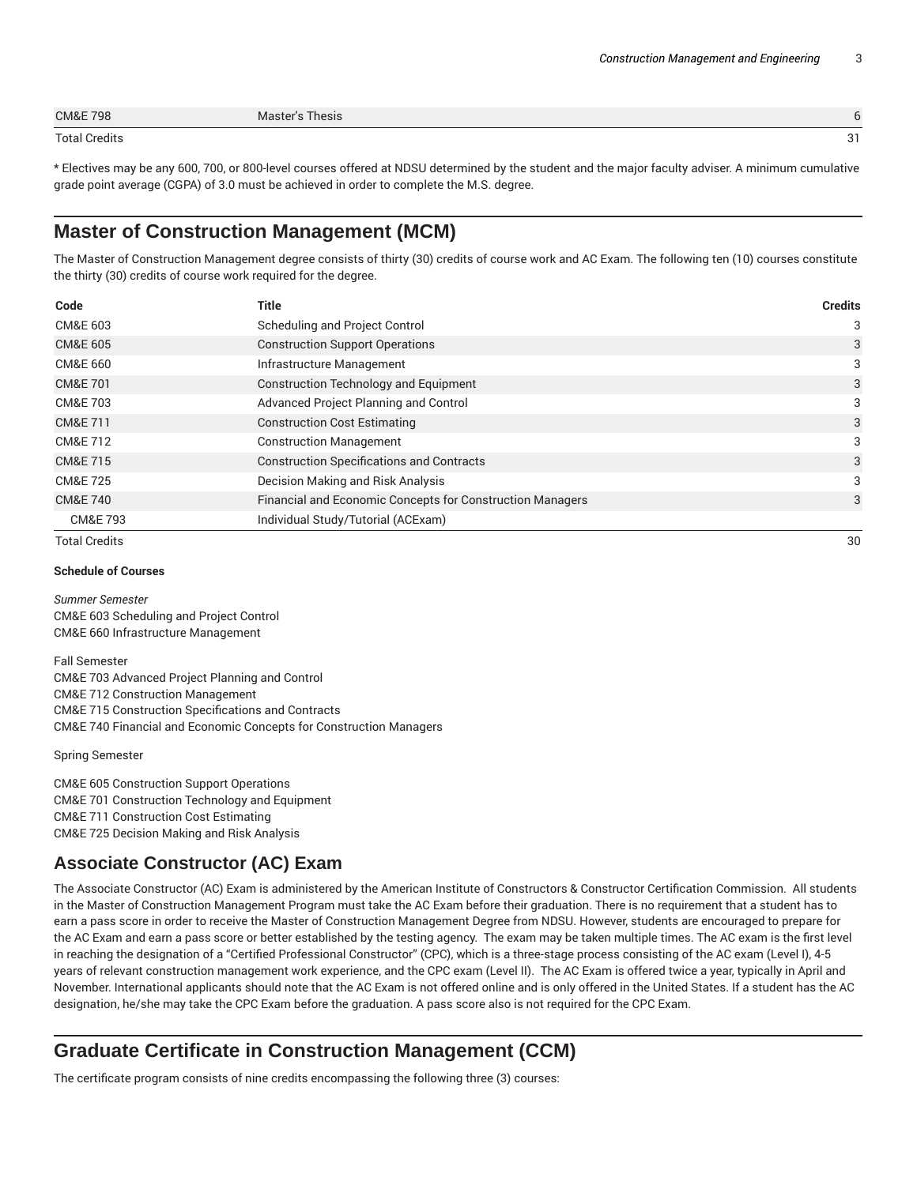| | | |
|---|---|---|
| CM&E 798 | Master's Thesis | 6 |
| Total Credits | | 31 |

* Electives may be any 600, 700, or 800-level courses offered at NDSU determined by the student and the major faculty adviser. A minimum cumulative grade point average (CGPA) of 3.0 must be achieved in order to complete the M.S. degree.

## Master of Construction Management (MCM)

The Master of Construction Management degree consists of thirty (30) credits of course work and AC Exam. The following ten (10) courses constitute the thirty (30) credits of course work required for the degree.

| Code | Title | Credits |
|---|---|---|
| CM&E 603 | Scheduling and Project Control | 3 |
| CM&E 605 | Construction Support Operations | 3 |
| CM&E 660 | Infrastructure Management | 3 |
| CM&E 701 | Construction Technology and Equipment | 3 |
| CM&E 703 | Advanced Project Planning and Control | 3 |
| CM&E 711 | Construction Cost Estimating | 3 |
| CM&E 712 | Construction Management | 3 |
| CM&E 715 | Construction Specifications and Contracts | 3 |
| CM&E 725 | Decision Making and Risk Analysis | 3 |
| CM&E 740 | Financial and Economic Concepts for Construction Managers | 3 |
| CM&E 793 | Individual Study/Tutorial (ACExam) | |
| Total Credits | | 30 |

**Schedule of Courses**

*Summer Semester*
CM&E 603 Scheduling and Project Control
CM&E 660 Infrastructure Management

Fall Semester
CM&E 703 Advanced Project Planning and Control
CM&E 712 Construction Management
CM&E 715 Construction Specifications and Contracts
CM&E 740 Financial and Economic Concepts for Construction Managers

Spring Semester

CM&E 605 Construction Support Operations
CM&E 701 Construction Technology and Equipment
CM&E 711 Construction Cost Estimating
CM&E 725 Decision Making and Risk Analysis

## Associate Constructor (AC) Exam

The Associate Constructor (AC) Exam is administered by the American Institute of Constructors & Constructor Certification Commission. All students in the Master of Construction Management Program must take the AC Exam before their graduation. There is no requirement that a student has to earn a pass score in order to receive the Master of Construction Management Degree from NDSU. However, students are encouraged to prepare for the AC Exam and earn a pass score or better established by the testing agency. The exam may be taken multiple times. The AC exam is the first level in reaching the designation of a "Certified Professional Constructor" (CPC), which is a three-stage process consisting of the AC exam (Level I), 4-5 years of relevant construction management work experience, and the CPC exam (Level II). The AC Exam is offered twice a year, typically in April and November. International applicants should note that the AC Exam is not offered online and is only offered in the United States. If a student has the AC designation, he/she may take the CPC Exam before the graduation. A pass score also is not required for the CPC Exam.

## Graduate Certificate in Construction Management (CCM)

The certificate program consists of nine credits encompassing the following three (3) courses: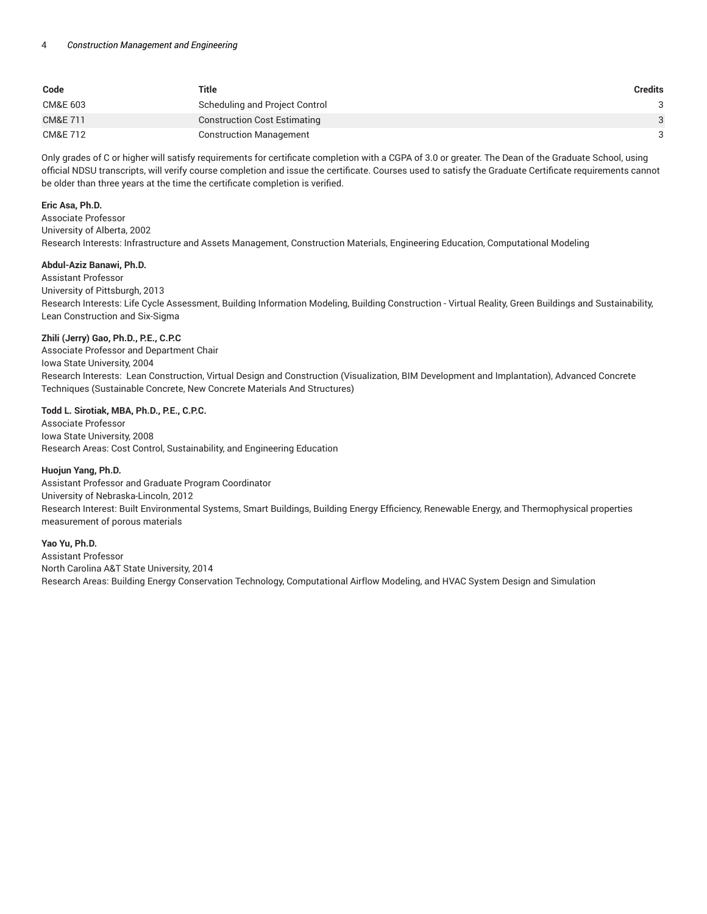| Code | Title | Credits |
| --- | --- | --- |
| CM&E 603 | Scheduling and Project Control | 3 |
| CM&E 711 | Construction Cost Estimating | 3 |
| CM&E 712 | Construction Management | 3 |

Only grades of C or higher will satisfy requirements for certificate completion with a CGPA of 3.0 or greater. The Dean of the Graduate School, using official NDSU transcripts, will verify course completion and issue the certificate. Courses used to satisfy the Graduate Certificate requirements cannot be older than three years at the time the certificate completion is verified.

**Eric Asa, Ph.D.**
Associate Professor
University of Alberta, 2002
Research Interests: Infrastructure and Assets Management, Construction Materials, Engineering Education, Computational Modeling

**Abdul-Aziz Banawi, Ph.D.**
Assistant Professor
University of Pittsburgh, 2013
Research Interests: Life Cycle Assessment, Building Information Modeling, Building Construction - Virtual Reality, Green Buildings and Sustainability, Lean Construction and Six-Sigma

**Zhili (Jerry) Gao, Ph.D., P.E., C.P.C**
Associate Professor and Department Chair
Iowa State University, 2004
Research Interests: Lean Construction, Virtual Design and Construction (Visualization, BIM Development and Implantation), Advanced Concrete Techniques (Sustainable Concrete, New Concrete Materials And Structures)

**Todd L. Sirotiak, MBA, Ph.D., P.E., C.P.C.**
Associate Professor
Iowa State University, 2008
Research Areas: Cost Control, Sustainability, and Engineering Education

**Huojun Yang, Ph.D.**
Assistant Professor and Graduate Program Coordinator
University of Nebraska-Lincoln, 2012
Research Interest: Built Environmental Systems, Smart Buildings, Building Energy Efficiency, Renewable Energy, and Thermophysical properties measurement of porous materials

**Yao Yu, Ph.D.**
Assistant Professor
North Carolina A&T State University, 2014
Research Areas: Building Energy Conservation Technology, Computational Airflow Modeling, and HVAC System Design and Simulation